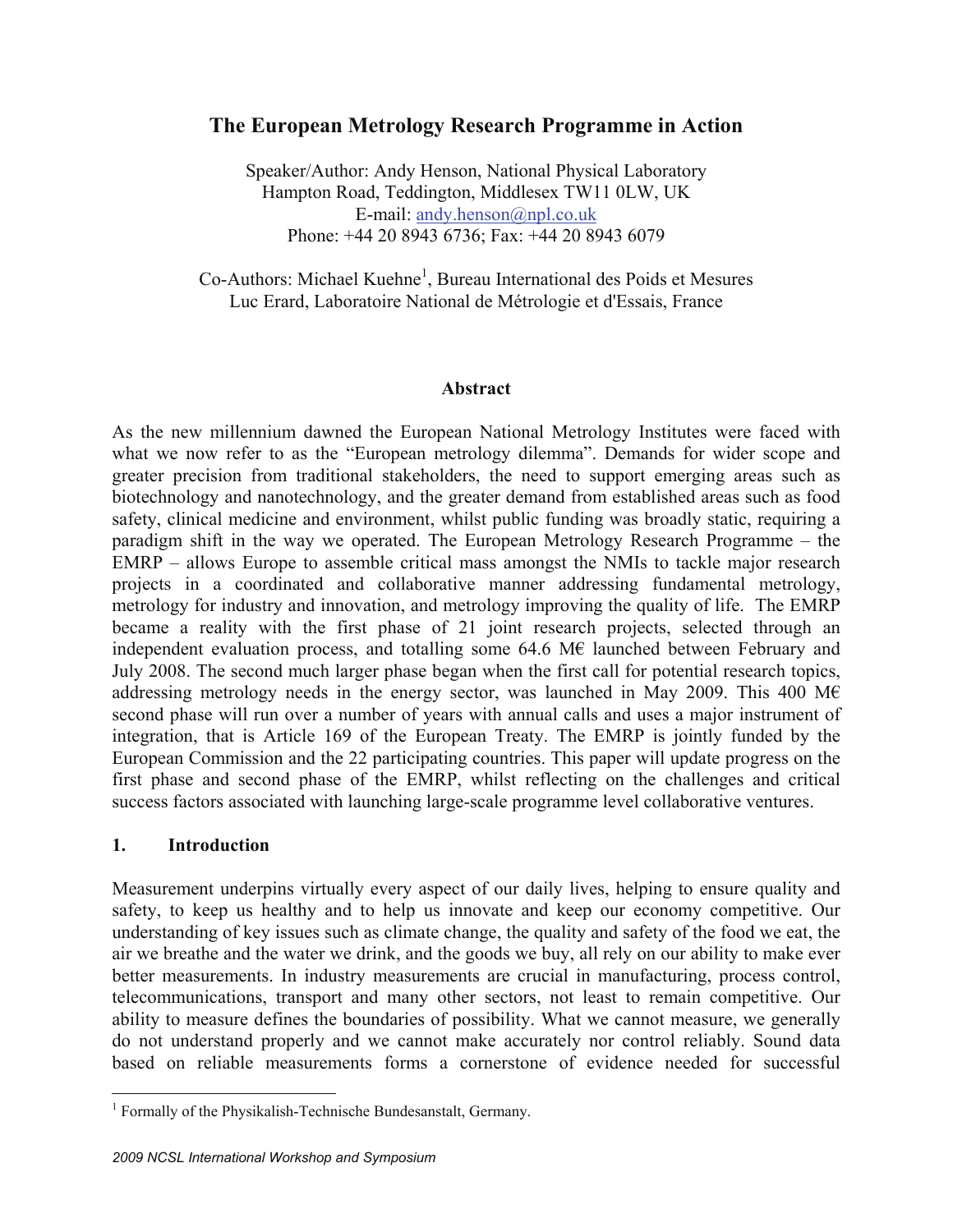# The European Metrology Research Programme in Action

Speaker/Author: Andy Henson, National Physical Laboratory
Hampton Road, Teddington, Middlesex TW11 0LW, UK
E-mail: andy.henson@npl.co.uk
Phone: +44 20 8943 6736; Fax: +44 20 8943 6079

Co-Authors: Michael Kuehne[1], Bureau International des Poids et Mesures
Luc Erard, Laboratoire National de Métrologie et d'Essais, France

## Abstract

As the new millennium dawned the European National Metrology Institutes were faced with what we now refer to as the "European metrology dilemma". Demands for wider scope and greater precision from traditional stakeholders, the need to support emerging areas such as biotechnology and nanotechnology, and the greater demand from established areas such as food safety, clinical medicine and environment, whilst public funding was broadly static, requiring a paradigm shift in the way we operated. The European Metrology Research Programme – the EMRP – allows Europe to assemble critical mass amongst the NMIs to tackle major research projects in a coordinated and collaborative manner addressing fundamental metrology, metrology for industry and innovation, and metrology improving the quality of life. The EMRP became a reality with the first phase of 21 joint research projects, selected through an independent evaluation process, and totalling some 64.6 M€ launched between February and July 2008. The second much larger phase began when the first call for potential research topics, addressing metrology needs in the energy sector, was launched in May 2009. This 400 M€ second phase will run over a number of years with annual calls and uses a major instrument of integration, that is Article 169 of the European Treaty. The EMRP is jointly funded by the European Commission and the 22 participating countries. This paper will update progress on the first phase and second phase of the EMRP, whilst reflecting on the challenges and critical success factors associated with launching large-scale programme level collaborative ventures.

## 1. Introduction

Measurement underpins virtually every aspect of our daily lives, helping to ensure quality and safety, to keep us healthy and to help us innovate and keep our economy competitive. Our understanding of key issues such as climate change, the quality and safety of the food we eat, the air we breathe and the water we drink, and the goods we buy, all rely on our ability to make ever better measurements. In industry measurements are crucial in manufacturing, process control, telecommunications, transport and many other sectors, not least to remain competitive. Our ability to measure defines the boundaries of possibility. What we cannot measure, we generally do not understand properly and we cannot make accurately nor control reliably. Sound data based on reliable measurements forms a cornerstone of evidence needed for successful

[1] Formally of the Physikalish-Technische Bundesanstalt, Germany.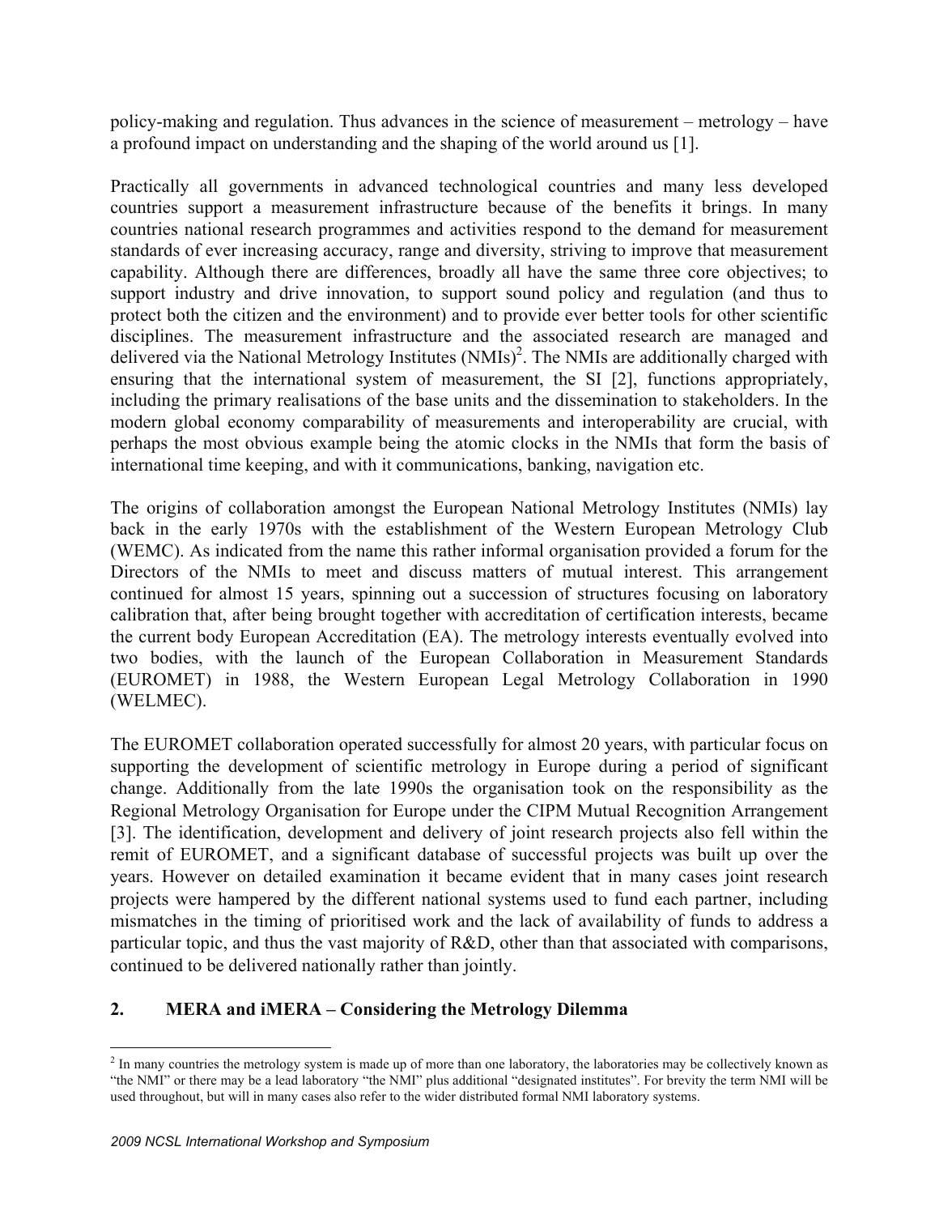policy-making and regulation. Thus advances in the science of measurement – metrology – have a profound impact on understanding and the shaping of the world around us [1].

Practically all governments in advanced technological countries and many less developed countries support a measurement infrastructure because of the benefits it brings. In many countries national research programmes and activities respond to the demand for measurement standards of ever increasing accuracy, range and diversity, striving to improve that measurement capability. Although there are differences, broadly all have the same three core objectives; to support industry and drive innovation, to support sound policy and regulation (and thus to protect both the citizen and the environment) and to provide ever better tools for other scientific disciplines. The measurement infrastructure and the associated research are managed and delivered via the National Metrology Institutes (NMIs)[2]. The NMIs are additionally charged with ensuring that the international system of measurement, the SI [2], functions appropriately, including the primary realisations of the base units and the dissemination to stakeholders. In the modern global economy comparability of measurements and interoperability are crucial, with perhaps the most obvious example being the atomic clocks in the NMIs that form the basis of international time keeping, and with it communications, banking, navigation etc.

The origins of collaboration amongst the European National Metrology Institutes (NMIs) lay back in the early 1970s with the establishment of the Western European Metrology Club (WEMC). As indicated from the name this rather informal organisation provided a forum for the Directors of the NMIs to meet and discuss matters of mutual interest. This arrangement continued for almost 15 years, spinning out a succession of structures focusing on laboratory calibration that, after being brought together with accreditation of certification interests, became the current body European Accreditation (EA). The metrology interests eventually evolved into two bodies, with the launch of the European Collaboration in Measurement Standards (EUROMET) in 1988, the Western European Legal Metrology Collaboration in 1990 (WELMEC).

The EUROMET collaboration operated successfully for almost 20 years, with particular focus on supporting the development of scientific metrology in Europe during a period of significant change. Additionally from the late 1990s the organisation took on the responsibility as the Regional Metrology Organisation for Europe under the CIPM Mutual Recognition Arrangement [3]. The identification, development and delivery of joint research projects also fell within the remit of EUROMET, and a significant database of successful projects was built up over the years. However on detailed examination it became evident that in many cases joint research projects were hampered by the different national systems used to fund each partner, including mismatches in the timing of prioritised work and the lack of availability of funds to address a particular topic, and thus the vast majority of R&D, other than that associated with comparisons, continued to be delivered nationally rather than jointly.

## 2. MERA and iMERA – Considering the Metrology Dilemma

---

[2] In many countries the metrology system is made up of more than one laboratory, the laboratories may be collectively known as "the NMI" or there may be a lead laboratory "the NMI" plus additional "designated institutes". For brevity the term NMI will be used throughout, but will in many cases also refer to the wider distributed formal NMI laboratory systems.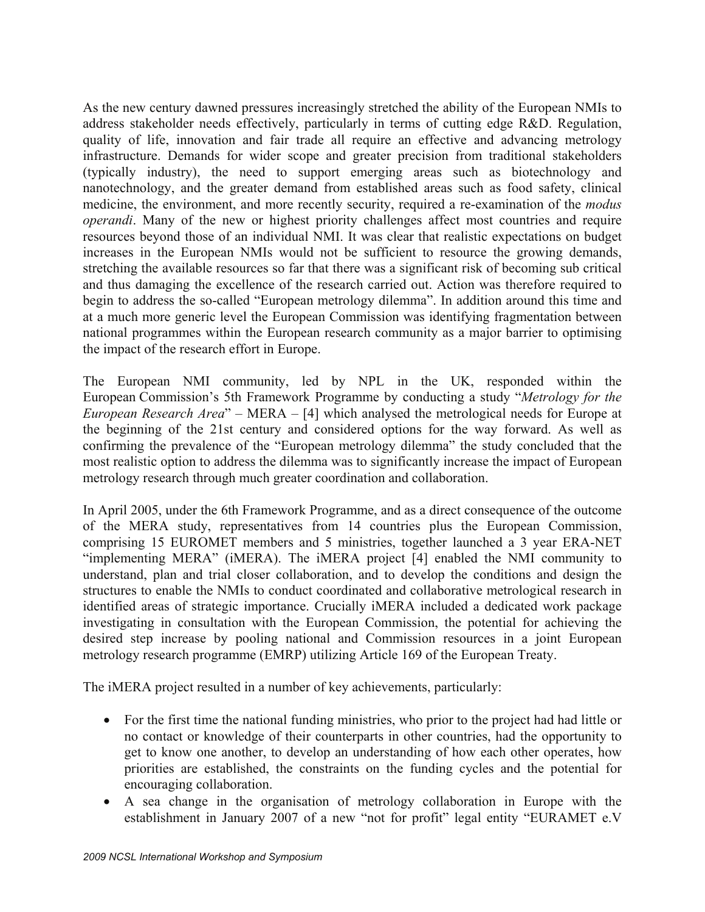As the new century dawned pressures increasingly stretched the ability of the European NMIs to address stakeholder needs effectively, particularly in terms of cutting edge R&D. Regulation, quality of life, innovation and fair trade all require an effective and advancing metrology infrastructure. Demands for wider scope and greater precision from traditional stakeholders (typically industry), the need to support emerging areas such as biotechnology and nanotechnology, and the greater demand from established areas such as food safety, clinical medicine, the environment, and more recently security, required a re-examination of the *modus operandi*. Many of the new or highest priority challenges affect most countries and require resources beyond those of an individual NMI. It was clear that realistic expectations on budget increases in the European NMIs would not be sufficient to resource the growing demands, stretching the available resources so far that there was a significant risk of becoming sub critical and thus damaging the excellence of the research carried out. Action was therefore required to begin to address the so-called "European metrology dilemma". In addition around this time and at a much more generic level the European Commission was identifying fragmentation between national programmes within the European research community as a major barrier to optimising the impact of the research effort in Europe.

The European NMI community, led by NPL in the UK, responded within the European Commission's 5th Framework Programme by conducting a study "*Metrology for the European Research Area*" – MERA – [4] which analysed the metrological needs for Europe at the beginning of the 21st century and considered options for the way forward. As well as confirming the prevalence of the "European metrology dilemma" the study concluded that the most realistic option to address the dilemma was to significantly increase the impact of European metrology research through much greater coordination and collaboration.

In April 2005, under the 6th Framework Programme, and as a direct consequence of the outcome of the MERA study, representatives from 14 countries plus the European Commission, comprising 15 EUROMET members and 5 ministries, together launched a 3 year ERA-NET "implementing MERA" (iMERA). The iMERA project [4] enabled the NMI community to understand, plan and trial closer collaboration, and to develop the conditions and design the structures to enable the NMIs to conduct coordinated and collaborative metrological research in identified areas of strategic importance. Crucially iMERA included a dedicated work package investigating in consultation with the European Commission, the potential for achieving the desired step increase by pooling national and Commission resources in a joint European metrology research programme (EMRP) utilizing Article 169 of the European Treaty.

The iMERA project resulted in a number of key achievements, particularly:

- For the first time the national funding ministries, who prior to the project had had little or no contact or knowledge of their counterparts in other countries, had the opportunity to get to know one another, to develop an understanding of how each other operates, how priorities are established, the constraints on the funding cycles and the potential for encouraging collaboration.
- A sea change in the organisation of metrology collaboration in Europe with the establishment in January 2007 of a new "not for profit" legal entity "EURAMET e.V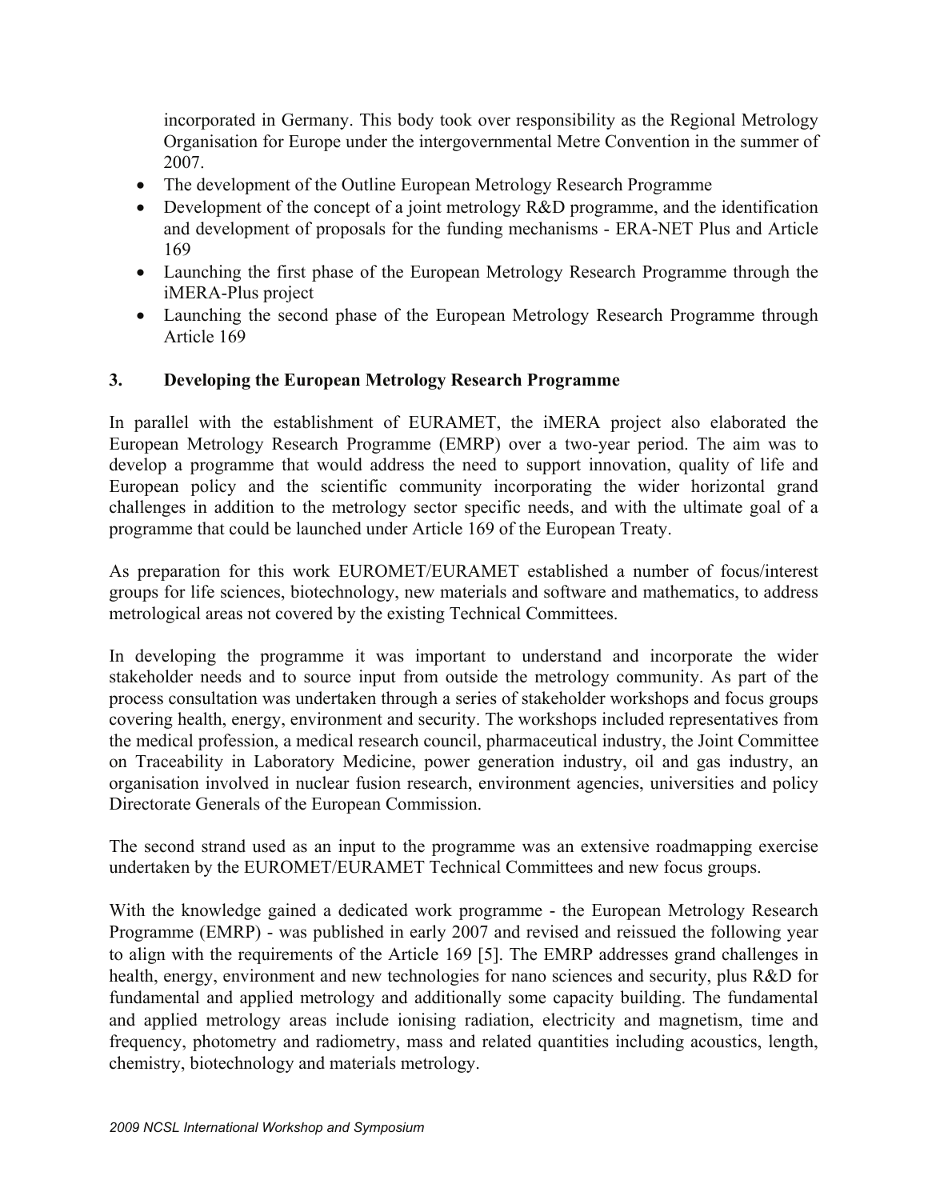incorporated in Germany. This body took over responsibility as the Regional Metrology Organisation for Europe under the intergovernmental Metre Convention in the summer of 2007.

- The development of the Outline European Metrology Research Programme
- Development of the concept of a joint metrology R&D programme, and the identification and development of proposals for the funding mechanisms - ERA-NET Plus and Article 169
- Launching the first phase of the European Metrology Research Programme through the iMERA-Plus project
- Launching the second phase of the European Metrology Research Programme through Article 169

## 3. Developing the European Metrology Research Programme

In parallel with the establishment of EURAMET, the iMERA project also elaborated the European Metrology Research Programme (EMRP) over a two-year period. The aim was to develop a programme that would address the need to support innovation, quality of life and European policy and the scientific community incorporating the wider horizontal grand challenges in addition to the metrology sector specific needs, and with the ultimate goal of a programme that could be launched under Article 169 of the European Treaty.

As preparation for this work EUROMET/EURAMET established a number of focus/interest groups for life sciences, biotechnology, new materials and software and mathematics, to address metrological areas not covered by the existing Technical Committees.

In developing the programme it was important to understand and incorporate the wider stakeholder needs and to source input from outside the metrology community. As part of the process consultation was undertaken through a series of stakeholder workshops and focus groups covering health, energy, environment and security. The workshops included representatives from the medical profession, a medical research council, pharmaceutical industry, the Joint Committee on Traceability in Laboratory Medicine, power generation industry, oil and gas industry, an organisation involved in nuclear fusion research, environment agencies, universities and policy Directorate Generals of the European Commission.

The second strand used as an input to the programme was an extensive roadmapping exercise undertaken by the EUROMET/EURAMET Technical Committees and new focus groups.

With the knowledge gained a dedicated work programme - the European Metrology Research Programme (EMRP) - was published in early 2007 and revised and reissued the following year to align with the requirements of the Article 169 [5]. The EMRP addresses grand challenges in health, energy, environment and new technologies for nano sciences and security, plus R&D for fundamental and applied metrology and additionally some capacity building. The fundamental and applied metrology areas include ionising radiation, electricity and magnetism, time and frequency, photometry and radiometry, mass and related quantities including acoustics, length, chemistry, biotechnology and materials metrology.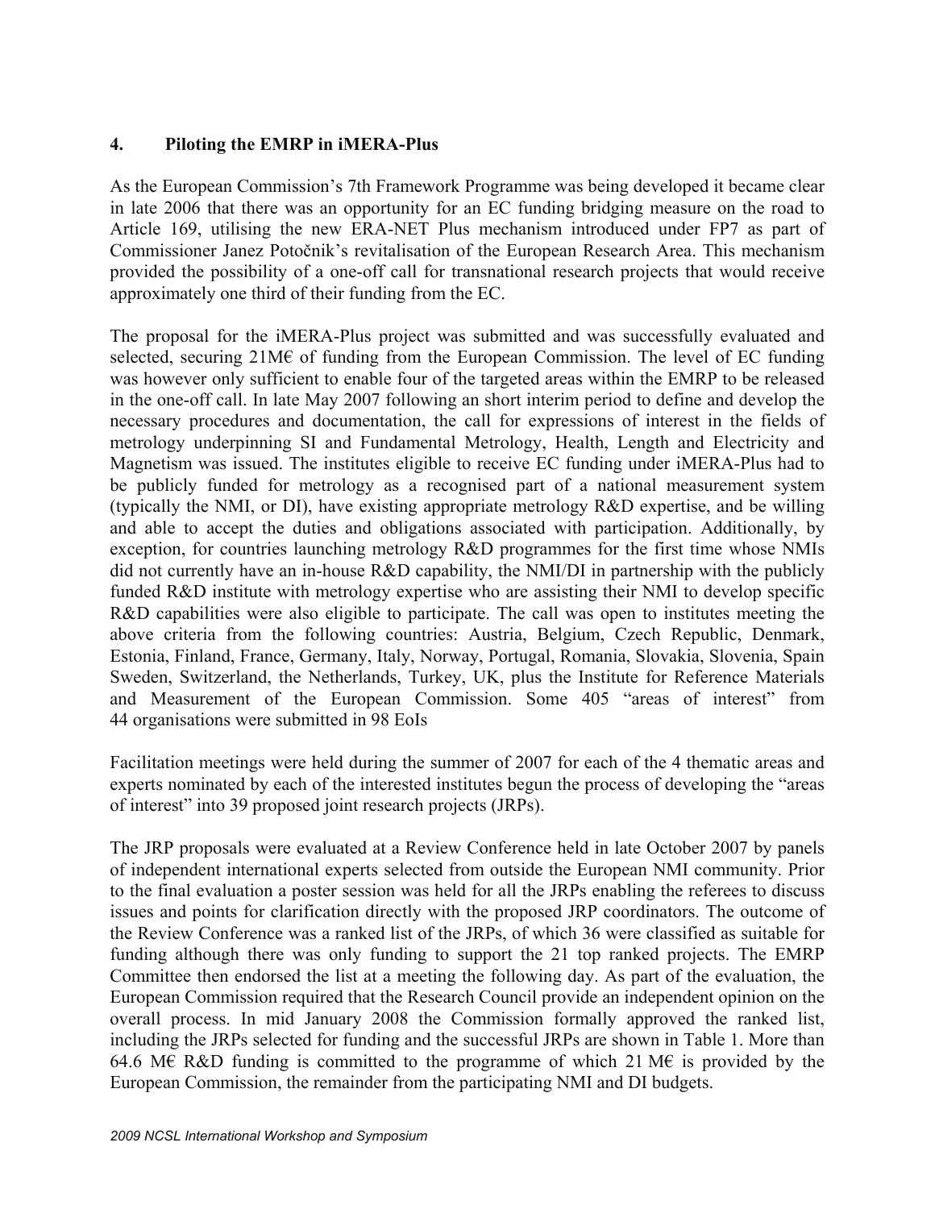## 4. Piloting the EMRP in iMERA-Plus

As the European Commission's 7th Framework Programme was being developed it became clear in late 2006 that there was an opportunity for an EC funding bridging measure on the road to Article 169, utilising the new ERA-NET Plus mechanism introduced under FP7 as part of Commissioner Janez Potočnik's revitalisation of the European Research Area. This mechanism provided the possibility of a one-off call for transnational research projects that would receive approximately one third of their funding from the EC.

The proposal for the iMERA-Plus project was submitted and was successfully evaluated and selected, securing 21M€ of funding from the European Commission. The level of EC funding was however only sufficient to enable four of the targeted areas within the EMRP to be released in the one-off call. In late May 2007 following an short interim period to define and develop the necessary procedures and documentation, the call for expressions of interest in the fields of metrology underpinning SI and Fundamental Metrology, Health, Length and Electricity and Magnetism was issued. The institutes eligible to receive EC funding under iMERA-Plus had to be publicly funded for metrology as a recognised part of a national measurement system (typically the NMI, or DI), have existing appropriate metrology R&D expertise, and be willing and able to accept the duties and obligations associated with participation. Additionally, by exception, for countries launching metrology R&D programmes for the first time whose NMIs did not currently have an in-house R&D capability, the NMI/DI in partnership with the publicly funded R&D institute with metrology expertise who are assisting their NMI to develop specific R&D capabilities were also eligible to participate. The call was open to institutes meeting the above criteria from the following countries: Austria, Belgium, Czech Republic, Denmark, Estonia, Finland, France, Germany, Italy, Norway, Portugal, Romania, Slovakia, Slovenia, Spain Sweden, Switzerland, the Netherlands, Turkey, UK, plus the Institute for Reference Materials and Measurement of the European Commission. Some 405 "areas of interest" from 44 organisations were submitted in 98 EoIs

Facilitation meetings were held during the summer of 2007 for each of the 4 thematic areas and experts nominated by each of the interested institutes begun the process of developing the "areas of interest" into 39 proposed joint research projects (JRPs).

The JRP proposals were evaluated at a Review Conference held in late October 2007 by panels of independent international experts selected from outside the European NMI community. Prior to the final evaluation a poster session was held for all the JRPs enabling the referees to discuss issues and points for clarification directly with the proposed JRP coordinators. The outcome of the Review Conference was a ranked list of the JRPs, of which 36 were classified as suitable for funding although there was only funding to support the 21 top ranked projects. The EMRP Committee then endorsed the list at a meeting the following day. As part of the evaluation, the European Commission required that the Research Council provide an independent opinion on the overall process. In mid January 2008 the Commission formally approved the ranked list, including the JRPs selected for funding and the successful JRPs are shown in Table 1. More than 64.6 M€ R&D funding is committed to the programme of which 21 M€ is provided by the European Commission, the remainder from the participating NMI and DI budgets.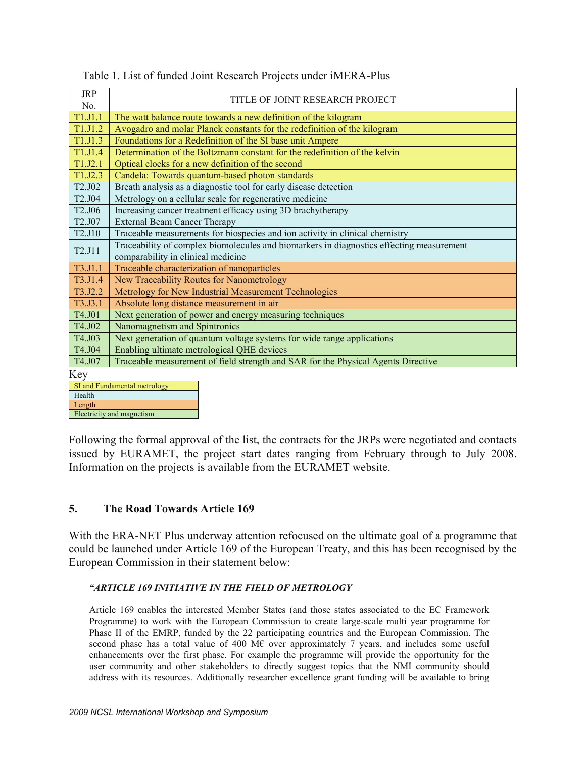Table 1. List of funded Joint Research Projects under iMERA-Plus

| JRP No. | TITLE OF JOINT RESEARCH PROJECT |
|---|---|
| T1.J1.1 | The watt balance route towards a new definition of the kilogram |
| T1.J1.2 | Avogadro and molar Planck constants for the redefinition of the kilogram |
| T1.J1.3 | Foundations for a Redefinition of the SI base unit Ampere |
| T1.J1.4 | Determination of the Boltzmann constant for the redefinition of the kelvin |
| T1.J2.1 | Optical clocks for a new definition of the second |
| T1.J2.3 | Candela: Towards quantum-based photon standards |
| T2.J02 | Breath analysis as a diagnostic tool for early disease detection |
| T2.J04 | Metrology on a cellular scale for regenerative medicine |
| T2.J06 | Increasing cancer treatment efficacy using 3D brachytherapy |
| T2.J07 | External Beam Cancer Therapy |
| T2.J10 | Traceable measurements for biospecies and ion activity in clinical chemistry |
| T2.J11 | Traceability of complex biomolecules and biomarkers in diagnostics effecting measurement comparability in clinical medicine |
| T3.J1.1 | Traceable characterization of nanoparticles |
| T3.J1.4 | New Traceability Routes for Nanometrology |
| T3.J2.2 | Metrology for New Industrial Measurement Technologies |
| T3.J3.1 | Absolute long distance measurement in air |
| T4.J01 | Next generation of power and energy measuring techniques |
| T4.J02 | Nanomagnetism and Spintronics |
| T4.J03 | Next generation of quantum voltage systems for wide range applications |
| T4.J04 | Enabling ultimate metrological QHE devices |
| T4.J07 | Traceable measurement of field strength and SAR for the Physical Agents Directive |

Key

| |
|---|
| SI and Fundamental metrology |
| Health |
| Length |
| Electricity and magnetism |

Following the formal approval of the list, the contracts for the JRPs were negotiated and contacts issued by EURAMET, the project start dates ranging from February through to July 2008. Information on the projects is available from the EURAMET website.

## 5. The Road Towards Article 169

With the ERA-NET Plus underway attention refocused on the ultimate goal of a programme that could be launched under Article 169 of the European Treaty, and this has been recognised by the European Commission in their statement below:

***"ARTICLE 169 INITIATIVE IN THE FIELD OF METROLOGY***

Article 169 enables the interested Member States (and those states associated to the EC Framework Programme) to work with the European Commission to create large-scale multi year programme for Phase II of the EMRP, funded by the 22 participating countries and the European Commission. The second phase has a total value of 400 M€ over approximately 7 years, and includes some useful enhancements over the first phase. For example the programme will provide the opportunity for the user community and other stakeholders to directly suggest topics that the NMI community should address with its resources. Additionally researcher excellence grant funding will be available to bring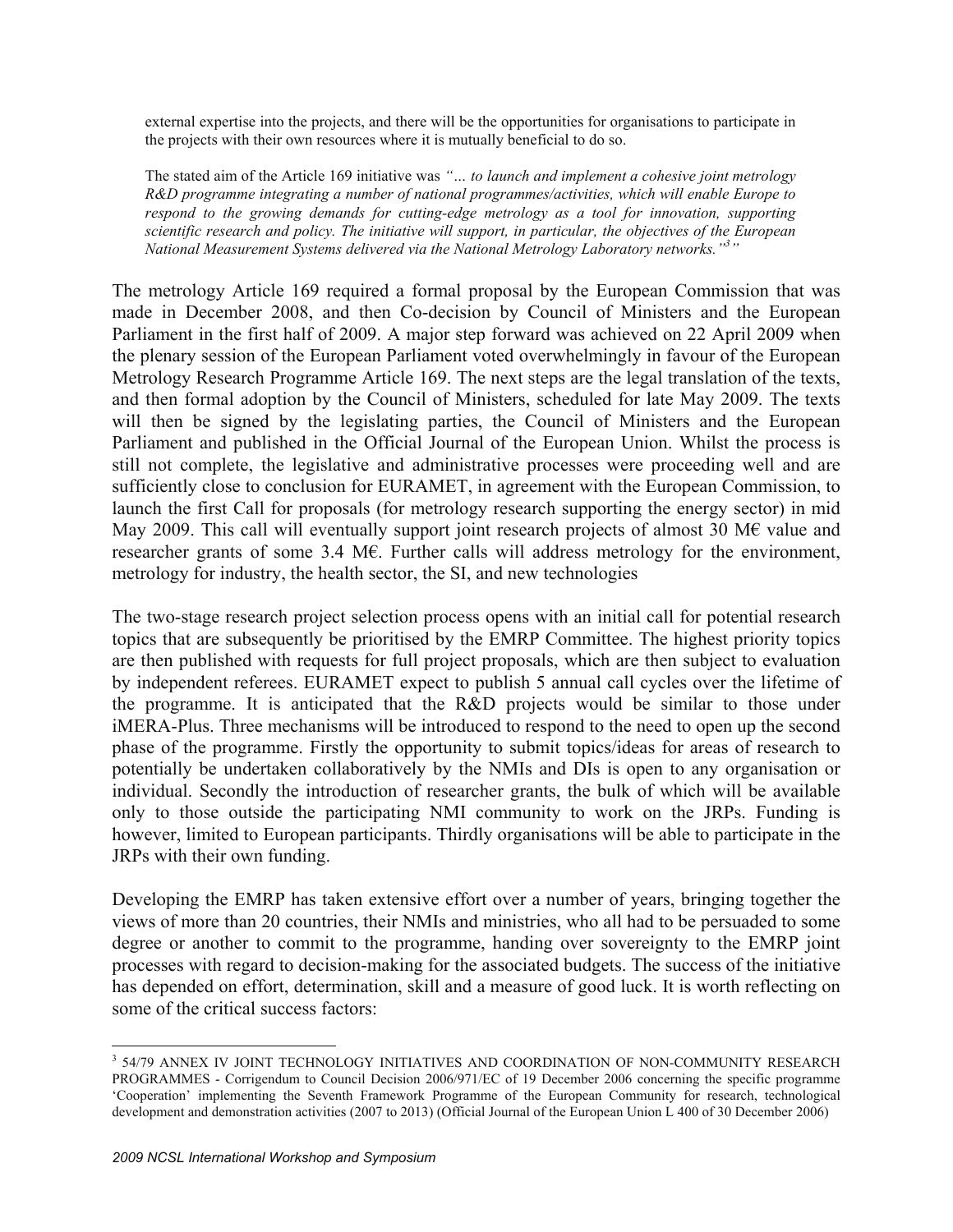external expertise into the projects, and there will be the opportunities for organisations to participate in the projects with their own resources where it is mutually beneficial to do so.

The stated aim of the Article 169 initiative was *"… to launch and implement a cohesive joint metrology R&D programme integrating a number of national programmes/activities, which will enable Europe to respond to the growing demands for cutting-edge metrology as a tool for innovation, supporting scientific research and policy. The initiative will support, in particular, the objectives of the European National Measurement Systems delivered via the National Metrology Laboratory networks."*[3]"

The metrology Article 169 required a formal proposal by the European Commission that was made in December 2008, and then Co-decision by Council of Ministers and the European Parliament in the first half of 2009. A major step forward was achieved on 22 April 2009 when the plenary session of the European Parliament voted overwhelmingly in favour of the European Metrology Research Programme Article 169. The next steps are the legal translation of the texts, and then formal adoption by the Council of Ministers, scheduled for late May 2009. The texts will then be signed by the legislating parties, the Council of Ministers and the European Parliament and published in the Official Journal of the European Union. Whilst the process is still not complete, the legislative and administrative processes were proceeding well and are sufficiently close to conclusion for EURAMET, in agreement with the European Commission, to launch the first Call for proposals (for metrology research supporting the energy sector) in mid May 2009. This call will eventually support joint research projects of almost 30 M€ value and researcher grants of some 3.4 M€. Further calls will address metrology for the environment, metrology for industry, the health sector, the SI, and new technologies

The two-stage research project selection process opens with an initial call for potential research topics that are subsequently be prioritised by the EMRP Committee. The highest priority topics are then published with requests for full project proposals, which are then subject to evaluation by independent referees. EURAMET expect to publish 5 annual call cycles over the lifetime of the programme. It is anticipated that the R&D projects would be similar to those under iMERA-Plus. Three mechanisms will be introduced to respond to the need to open up the second phase of the programme. Firstly the opportunity to submit topics/ideas for areas of research to potentially be undertaken collaboratively by the NMIs and DIs is open to any organisation or individual. Secondly the introduction of researcher grants, the bulk of which will be available only to those outside the participating NMI community to work on the JRPs. Funding is however, limited to European participants. Thirdly organisations will be able to participate in the JRPs with their own funding.

Developing the EMRP has taken extensive effort over a number of years, bringing together the views of more than 20 countries, their NMIs and ministries, who all had to be persuaded to some degree or another to commit to the programme, handing over sovereignty to the EMRP joint processes with regard to decision-making for the associated budgets. The success of the initiative has depended on effort, determination, skill and a measure of good luck. It is worth reflecting on some of the critical success factors:

---

[3] 54/79 ANNEX IV JOINT TECHNOLOGY INITIATIVES AND COORDINATION OF NON-COMMUNITY RESEARCH PROGRAMMES - Corrigendum to Council Decision 2006/971/EC of 19 December 2006 concerning the specific programme 'Cooperation' implementing the Seventh Framework Programme of the European Community for research, technological development and demonstration activities (2007 to 2013) (Official Journal of the European Union L 400 of 30 December 2006)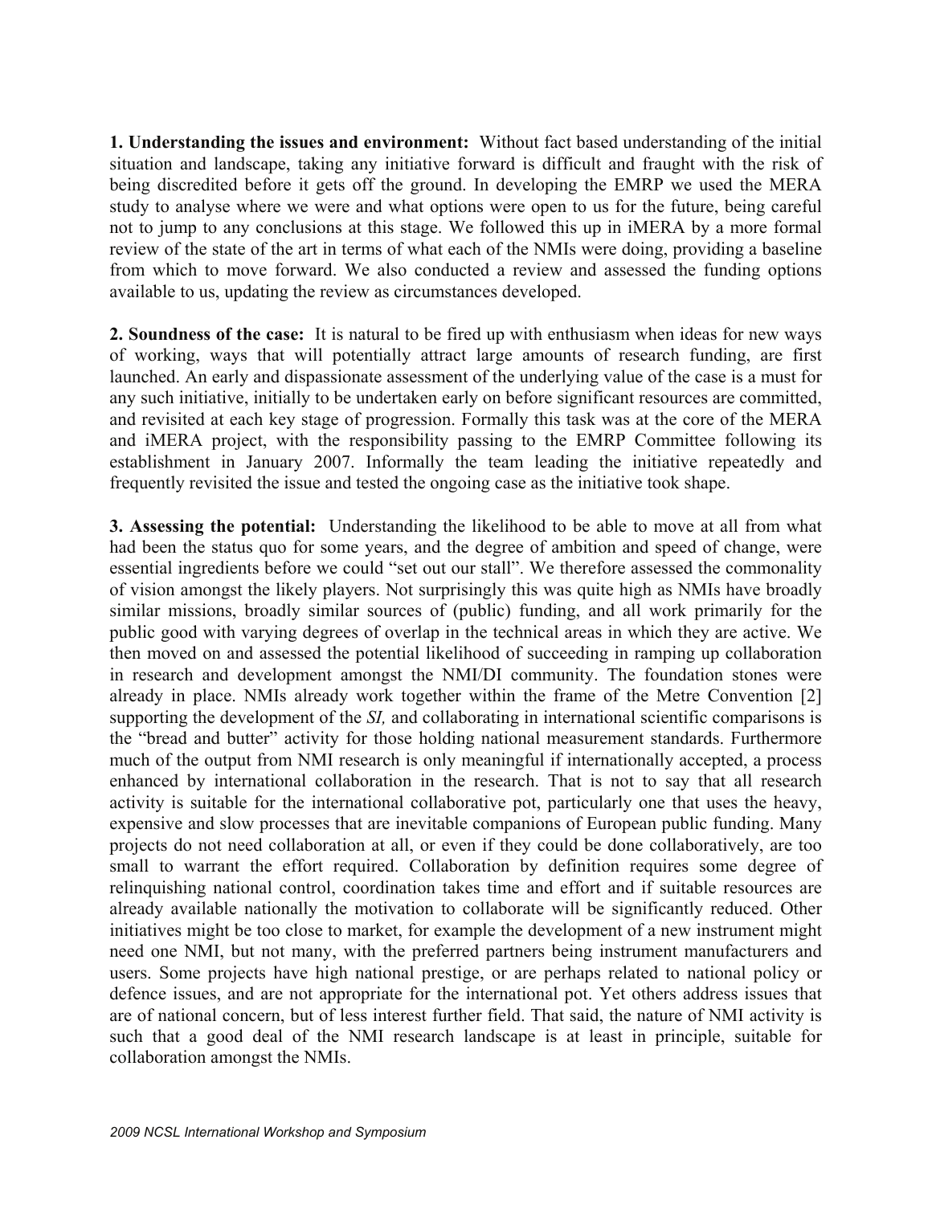**1. Understanding the issues and environment:** Without fact based understanding of the initial situation and landscape, taking any initiative forward is difficult and fraught with the risk of being discredited before it gets off the ground. In developing the EMRP we used the MERA study to analyse where we were and what options were open to us for the future, being careful not to jump to any conclusions at this stage. We followed this up in iMERA by a more formal review of the state of the art in terms of what each of the NMIs were doing, providing a baseline from which to move forward. We also conducted a review and assessed the funding options available to us, updating the review as circumstances developed.

**2. Soundness of the case:** It is natural to be fired up with enthusiasm when ideas for new ways of working, ways that will potentially attract large amounts of research funding, are first launched. An early and dispassionate assessment of the underlying value of the case is a must for any such initiative, initially to be undertaken early on before significant resources are committed, and revisited at each key stage of progression. Formally this task was at the core of the MERA and iMERA project, with the responsibility passing to the EMRP Committee following its establishment in January 2007. Informally the team leading the initiative repeatedly and frequently revisited the issue and tested the ongoing case as the initiative took shape.

**3. Assessing the potential:** Understanding the likelihood to be able to move at all from what had been the status quo for some years, and the degree of ambition and speed of change, were essential ingredients before we could "set out our stall". We therefore assessed the commonality of vision amongst the likely players. Not surprisingly this was quite high as NMIs have broadly similar missions, broadly similar sources of (public) funding, and all work primarily for the public good with varying degrees of overlap in the technical areas in which they are active. We then moved on and assessed the potential likelihood of succeeding in ramping up collaboration in research and development amongst the NMI/DI community. The foundation stones were already in place. NMIs already work together within the frame of the Metre Convention [2] supporting the development of the *SI,* and collaborating in international scientific comparisons is the "bread and butter" activity for those holding national measurement standards. Furthermore much of the output from NMI research is only meaningful if internationally accepted, a process enhanced by international collaboration in the research. That is not to say that all research activity is suitable for the international collaborative pot, particularly one that uses the heavy, expensive and slow processes that are inevitable companions of European public funding. Many projects do not need collaboration at all, or even if they could be done collaboratively, are too small to warrant the effort required. Collaboration by definition requires some degree of relinquishing national control, coordination takes time and effort and if suitable resources are already available nationally the motivation to collaborate will be significantly reduced. Other initiatives might be too close to market, for example the development of a new instrument might need one NMI, but not many, with the preferred partners being instrument manufacturers and users. Some projects have high national prestige, or are perhaps related to national policy or defence issues, and are not appropriate for the international pot. Yet others address issues that are of national concern, but of less interest further field. That said, the nature of NMI activity is such that a good deal of the NMI research landscape is at least in principle, suitable for collaboration amongst the NMIs.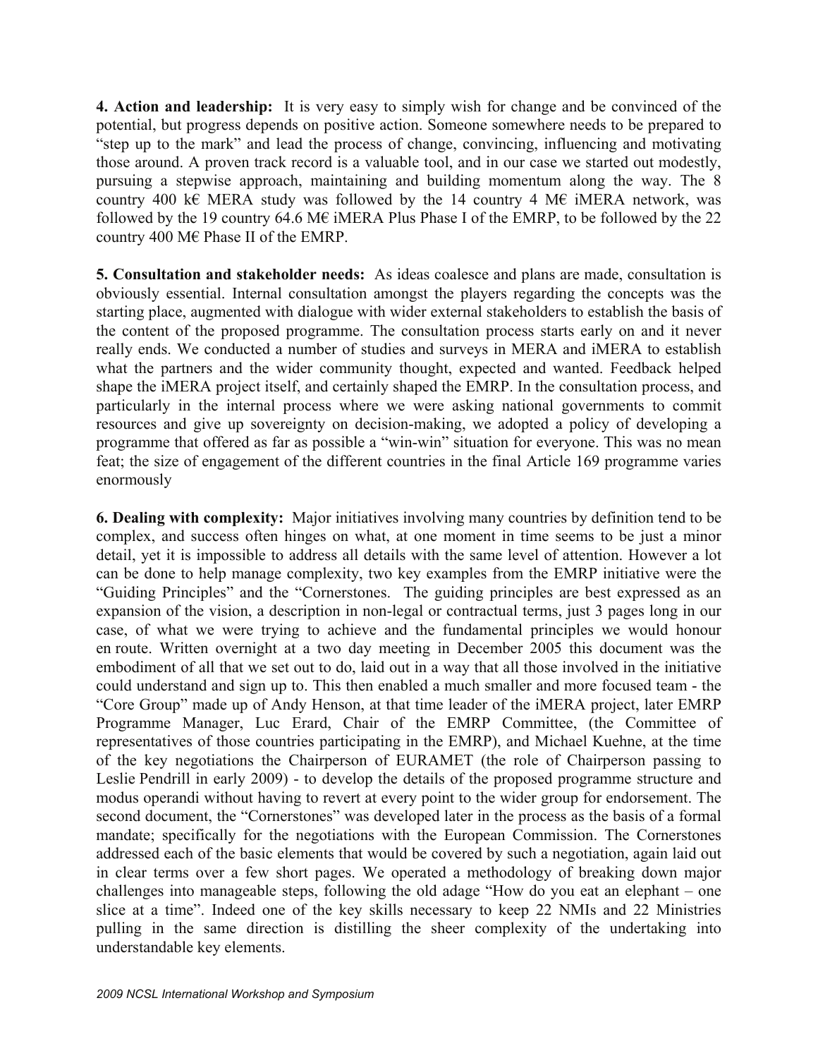**4. Action and leadership:** It is very easy to simply wish for change and be convinced of the potential, but progress depends on positive action. Someone somewhere needs to be prepared to "step up to the mark" and lead the process of change, convincing, influencing and motivating those around. A proven track record is a valuable tool, and in our case we started out modestly, pursuing a stepwise approach, maintaining and building momentum along the way. The 8 country 400 k€ MERA study was followed by the 14 country 4 M€ iMERA network, was followed by the 19 country 64.6 M€ iMERA Plus Phase I of the EMRP, to be followed by the 22 country 400 M€ Phase II of the EMRP.

**5. Consultation and stakeholder needs:** As ideas coalesce and plans are made, consultation is obviously essential. Internal consultation amongst the players regarding the concepts was the starting place, augmented with dialogue with wider external stakeholders to establish the basis of the content of the proposed programme. The consultation process starts early on and it never really ends. We conducted a number of studies and surveys in MERA and iMERA to establish what the partners and the wider community thought, expected and wanted. Feedback helped shape the iMERA project itself, and certainly shaped the EMRP. In the consultation process, and particularly in the internal process where we were asking national governments to commit resources and give up sovereignty on decision-making, we adopted a policy of developing a programme that offered as far as possible a "win-win" situation for everyone. This was no mean feat; the size of engagement of the different countries in the final Article 169 programme varies enormously

**6. Dealing with complexity:** Major initiatives involving many countries by definition tend to be complex, and success often hinges on what, at one moment in time seems to be just a minor detail, yet it is impossible to address all details with the same level of attention. However a lot can be done to help manage complexity, two key examples from the EMRP initiative were the "Guiding Principles" and the "Cornerstones. The guiding principles are best expressed as an expansion of the vision, a description in non-legal or contractual terms, just 3 pages long in our case, of what we were trying to achieve and the fundamental principles we would honour en route. Written overnight at a two day meeting in December 2005 this document was the embodiment of all that we set out to do, laid out in a way that all those involved in the initiative could understand and sign up to. This then enabled a much smaller and more focused team - the "Core Group" made up of Andy Henson, at that time leader of the iMERA project, later EMRP Programme Manager, Luc Erard, Chair of the EMRP Committee, (the Committee of representatives of those countries participating in the EMRP), and Michael Kuehne, at the time of the key negotiations the Chairperson of EURAMET (the role of Chairperson passing to Leslie Pendrill in early 2009) - to develop the details of the proposed programme structure and modus operandi without having to revert at every point to the wider group for endorsement. The second document, the "Cornerstones" was developed later in the process as the basis of a formal mandate; specifically for the negotiations with the European Commission. The Cornerstones addressed each of the basic elements that would be covered by such a negotiation, again laid out in clear terms over a few short pages. We operated a methodology of breaking down major challenges into manageable steps, following the old adage "How do you eat an elephant – one slice at a time". Indeed one of the key skills necessary to keep 22 NMIs and 22 Ministries pulling in the same direction is distilling the sheer complexity of the undertaking into understandable key elements.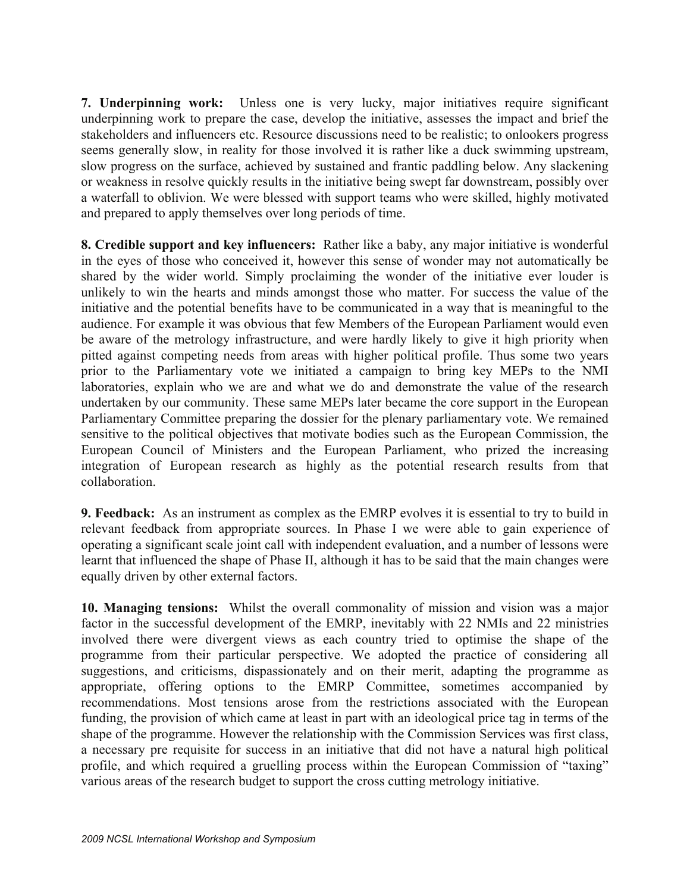**7. Underpinning work:** Unless one is very lucky, major initiatives require significant underpinning work to prepare the case, develop the initiative, assesses the impact and brief the stakeholders and influencers etc. Resource discussions need to be realistic; to onlookers progress seems generally slow, in reality for those involved it is rather like a duck swimming upstream, slow progress on the surface, achieved by sustained and frantic paddling below. Any slackening or weakness in resolve quickly results in the initiative being swept far downstream, possibly over a waterfall to oblivion. We were blessed with support teams who were skilled, highly motivated and prepared to apply themselves over long periods of time.

**8. Credible support and key influencers:** Rather like a baby, any major initiative is wonderful in the eyes of those who conceived it, however this sense of wonder may not automatically be shared by the wider world. Simply proclaiming the wonder of the initiative ever louder is unlikely to win the hearts and minds amongst those who matter. For success the value of the initiative and the potential benefits have to be communicated in a way that is meaningful to the audience. For example it was obvious that few Members of the European Parliament would even be aware of the metrology infrastructure, and were hardly likely to give it high priority when pitted against competing needs from areas with higher political profile. Thus some two years prior to the Parliamentary vote we initiated a campaign to bring key MEPs to the NMI laboratories, explain who we are and what we do and demonstrate the value of the research undertaken by our community. These same MEPs later became the core support in the European Parliamentary Committee preparing the dossier for the plenary parliamentary vote. We remained sensitive to the political objectives that motivate bodies such as the European Commission, the European Council of Ministers and the European Parliament, who prized the increasing integration of European research as highly as the potential research results from that collaboration.

**9. Feedback:** As an instrument as complex as the EMRP evolves it is essential to try to build in relevant feedback from appropriate sources. In Phase I we were able to gain experience of operating a significant scale joint call with independent evaluation, and a number of lessons were learnt that influenced the shape of Phase II, although it has to be said that the main changes were equally driven by other external factors.

**10. Managing tensions:** Whilst the overall commonality of mission and vision was a major factor in the successful development of the EMRP, inevitably with 22 NMIs and 22 ministries involved there were divergent views as each country tried to optimise the shape of the programme from their particular perspective. We adopted the practice of considering all suggestions, and criticisms, dispassionately and on their merit, adapting the programme as appropriate, offering options to the EMRP Committee, sometimes accompanied by recommendations. Most tensions arose from the restrictions associated with the European funding, the provision of which came at least in part with an ideological price tag in terms of the shape of the programme. However the relationship with the Commission Services was first class, a necessary pre requisite for success in an initiative that did not have a natural high political profile, and which required a gruelling process within the European Commission of "taxing" various areas of the research budget to support the cross cutting metrology initiative.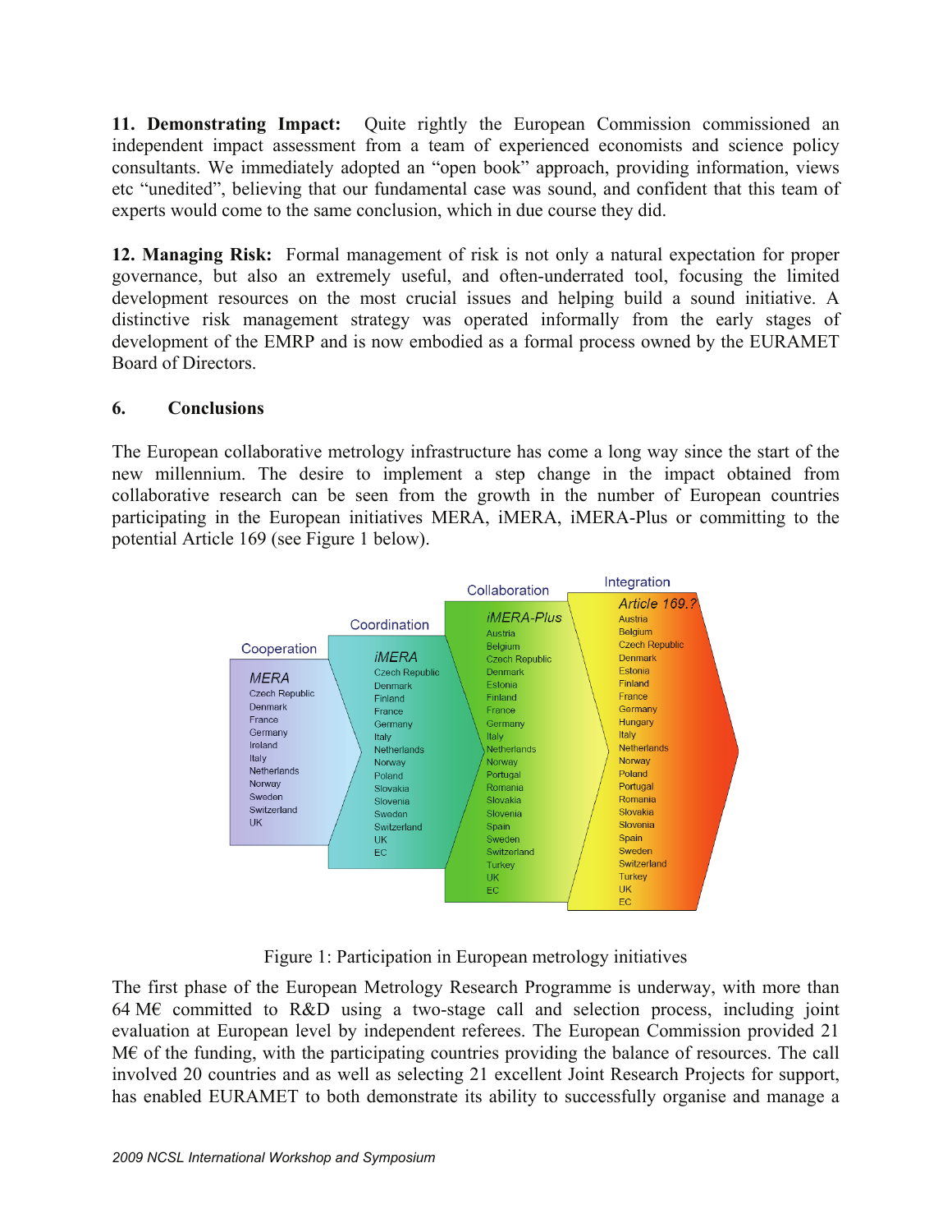**11. Demonstrating Impact:** Quite rightly the European Commission commissioned an independent impact assessment from a team of experienced economists and science policy consultants. We immediately adopted an "open book" approach, providing information, views etc "unedited", believing that our fundamental case was sound, and confident that this team of experts would come to the same conclusion, which in due course they did.

**12. Managing Risk:** Formal management of risk is not only a natural expectation for proper governance, but also an extremely useful, and often-underrated tool, focusing the limited development resources on the most crucial issues and helping build a sound initiative. A distinctive risk management strategy was operated informally from the early stages of development of the EMRP and is now embodied as a formal process owned by the EURAMET Board of Directors.

## 6. Conclusions

The European collaborative metrology infrastructure has come a long way since the start of the new millennium. The desire to implement a step change in the impact obtained from collaborative research can be seen from the growth in the number of European countries participating in the European initiatives MERA, iMERA, iMERA-Plus or committing to the potential Article 169 (see Figure 1 below).

| Cooperation: *MERA* | Coordination: *iMERA* | Collaboration: *iMERA-Plus* | Integration: *Article 169.?* |
|---|---|---|---|
| Czech Republic | Czech Republic | Austria | Austria |
| Denmark | Denmark | Belgium | Belgium |
| France | Finland | Czech Republic | Czech Republic |
| Germany | France | Denmark | Denmark |
| Ireland | Germany | Estonia | Estonia |
| Italy | Italy | Finland | Finland |
| Netherlands | Netherlands | France | France |
| Norway | Norway | Germany | Germany |
| Sweden | Poland | Italy | Hungary |
| Switzerland | Slovakia | Netherlands | Italy |
| UK | Slovenia | Norway | Netherlands |
| | Sweden | Portugal | Norway |
| | Switzerland | Romania | Poland |
| | UK | Slovakia | Portugal |
| | EC | Slovenia | Romania |
| | | Spain | Slovakia |
| | | Sweden | Slovenia |
| | | Switzerland | Spain |
| | | Turkey | Sweden |
| | | UK | Switzerland |
| | | EC | Turkey |
| | | | UK |
| | | | EC |

Figure 1: Participation in European metrology initiatives

The first phase of the European Metrology Research Programme is underway, with more than 64 M€ committed to R&D using a two-stage call and selection process, including joint evaluation at European level by independent referees. The European Commission provided 21 M€ of the funding, with the participating countries providing the balance of resources. The call involved 20 countries and as well as selecting 21 excellent Joint Research Projects for support, has enabled EURAMET to both demonstrate its ability to successfully organise and manage a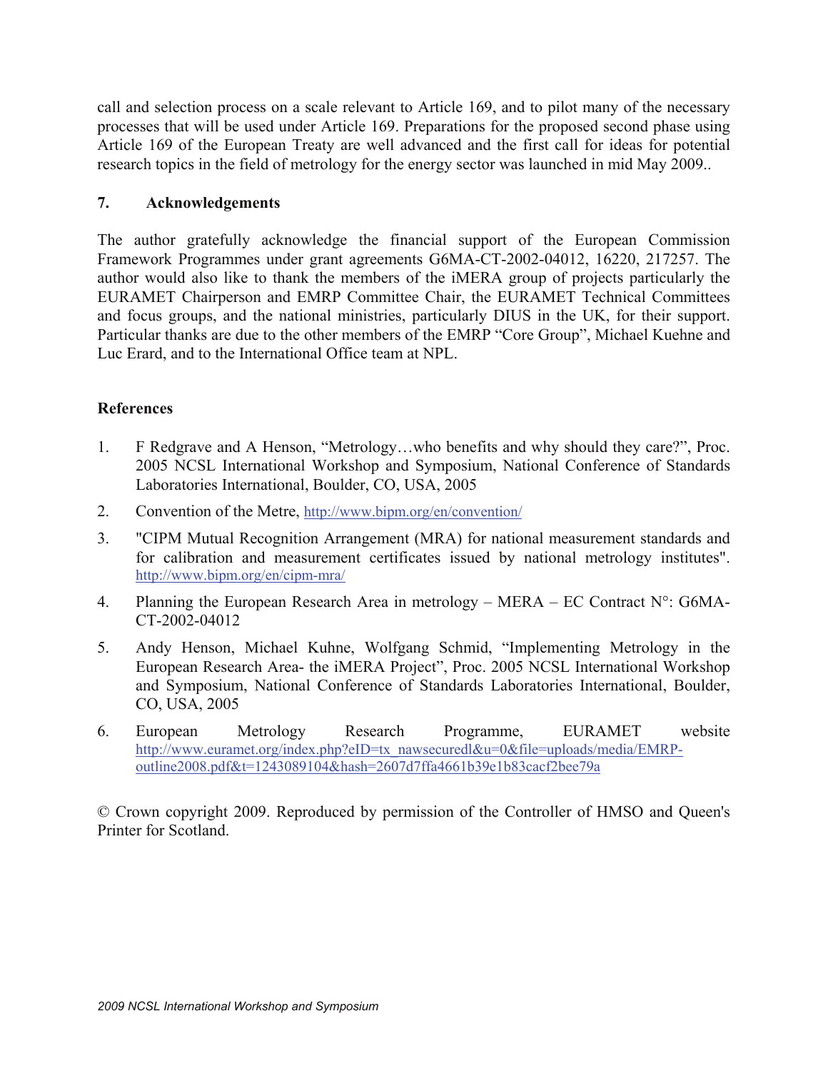call and selection process on a scale relevant to Article 169, and to pilot many of the necessary processes that will be used under Article 169. Preparations for the proposed second phase using Article 169 of the European Treaty are well advanced and the first call for ideas for potential research topics in the field of metrology for the energy sector was launched in mid May 2009..

## 7. Acknowledgements

The author gratefully acknowledge the financial support of the European Commission Framework Programmes under grant agreements G6MA-CT-2002-04012, 16220, 217257. The author would also like to thank the members of the iMERA group of projects particularly the EURAMET Chairperson and EMRP Committee Chair, the EURAMET Technical Committees and focus groups, and the national ministries, particularly DIUS in the UK, for their support. Particular thanks are due to the other members of the EMRP "Core Group", Michael Kuehne and Luc Erard, and to the International Office team at NPL.

## References

1. F Redgrave and A Henson, "Metrology…who benefits and why should they care?", Proc. 2005 NCSL International Workshop and Symposium, National Conference of Standards Laboratories International, Boulder, CO, USA, 2005
2. Convention of the Metre, http://www.bipm.org/en/convention/
3. "CIPM Mutual Recognition Arrangement (MRA) for national measurement standards and for calibration and measurement certificates issued by national metrology institutes". http://www.bipm.org/en/cipm-mra/
4. Planning the European Research Area in metrology – MERA – EC Contract N°: G6MA-CT-2002-04012
5. Andy Henson, Michael Kuhne, Wolfgang Schmid, "Implementing Metrology in the European Research Area- the iMERA Project", Proc. 2005 NCSL International Workshop and Symposium, National Conference of Standards Laboratories International, Boulder, CO, USA, 2005
6. European Metrology Research Programme, EURAMET website http://www.euramet.org/index.php?eID=tx_nawsecuredl&u=0&file=uploads/media/EMRP-outline2008.pdf&t=1243089104&hash=2607d7ffa4661b39e1b83cacf2bee79a

© Crown copyright 2009. Reproduced by permission of the Controller of HMSO and Queen's Printer for Scotland.